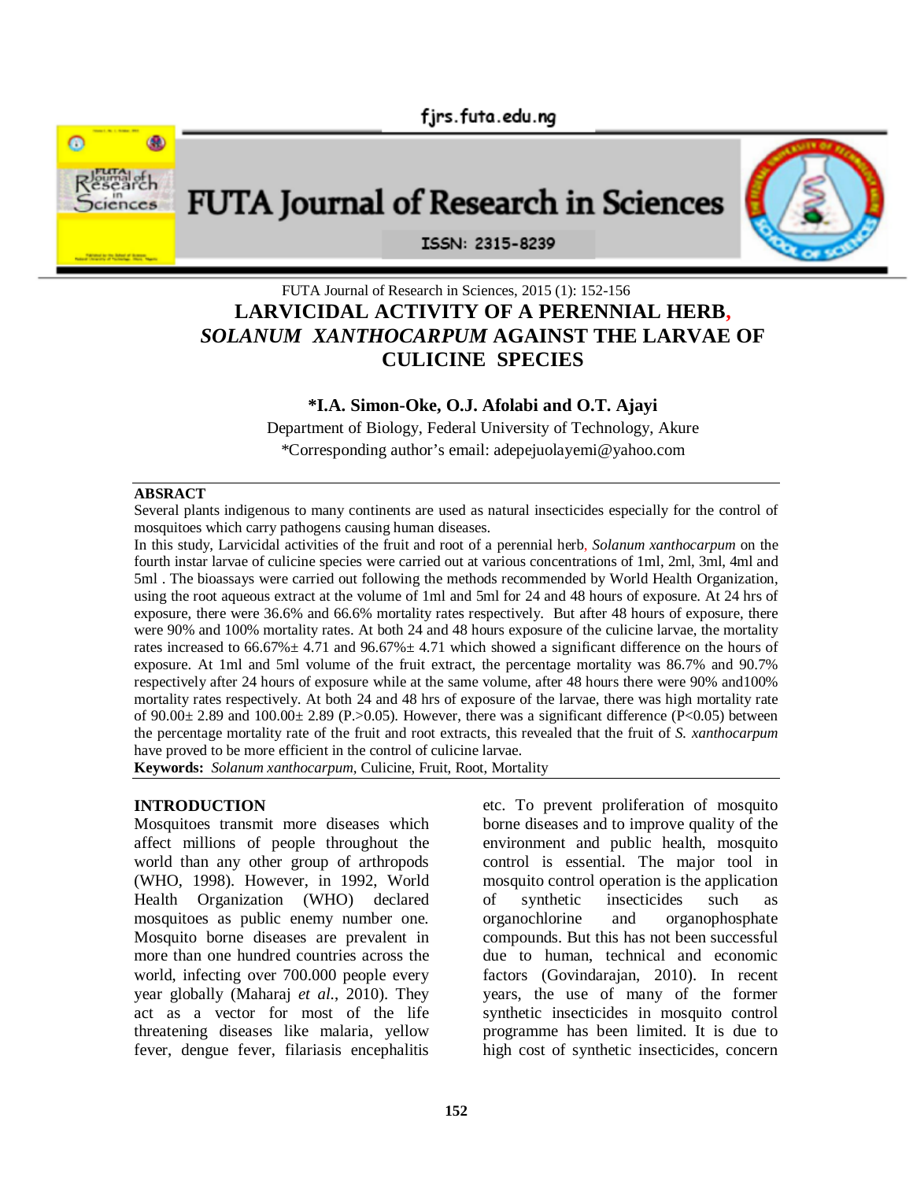# LARVICIDAL ACTIVITY OF A PERENNIAL HERB, *SOLANUM XANTHOCARPUM* AGAINST THE LARVAE OF CULICINE SPECIES

**\*I.A. Simon-Oke, O.J. Afolabi and O.T. Ajayi**

Department of Biology, Federal University of Technology, Akure

\*Corresponding author's email: adepejuolayemi@yahoo.com

## ABSRACT

Several plants indigenous to many continents are used as natural insecticides especially for the control of mosquitoes which carry pathogens causing human diseases.

In this study, Larvicidal activities of the fruit and root of a perennial herb, *Solanum xanthocarpum* on the fourth instar larvae of culicine species were carried out at various concentrations of 1ml, 2ml, 3ml, 4ml and 5ml . The bioassays were carried out following the methods recommended by World Health Organization, using the root aqueous extract at the volume of 1ml and 5ml for 24 and 48 hours of exposure. At 24 hrs of exposure, there were 36.6% and 66.6% mortality rates respectively. But after 48 hours of exposure, there were 90% and 100% mortality rates. At both 24 and 48 hours exposure of the culicine larvae, the mortality rates increased to 66.67%± 4.71 and 96.67%± 4.71 which showed a significant difference on the hours of exposure. At 1ml and 5ml volume of the fruit extract, the percentage mortality was 86.7% and 90.7% respectively after 24 hours of exposure while at the same volume, after 48 hours there were 90% and100% mortality rates respectively. At both 24 and 48 hrs of exposure of the larvae, there was high mortality rate of 90.00± 2.89 and 100.00± 2.89 ($P > 0.05$). However, there was a significant difference ($P < 0.05$) between the percentage mortality rate of the fruit and root extracts, this revealed that the fruit of *S. xanthocarpum* have proved to be more efficient in the control of culicine larvae.

**Keywords:** *Solanum xanthocarpum*, Culicine, Fruit, Root, Mortality

## INTRODUCTION

Mosquitoes transmit more diseases which affect millions of people throughout the world than any other group of arthropods (WHO, 1998). However, in 1992, World Health Organization (WHO) declared mosquitoes as public enemy number one. Mosquito borne diseases are prevalent in more than one hundred countries across the world, infecting over 700.000 people every year globally (Maharaj *et al*., 2010). They act as a vector for most of the life threatening diseases like malaria, yellow fever, dengue fever, filariasis encephalitis etc. To prevent proliferation of mosquito borne diseases and to improve quality of the environment and public health, mosquito control is essential. The major tool in mosquito control operation is the application of synthetic insecticides such as organochlorine and organophosphate compounds. But this has not been successful due to human, technical and economic factors (Govindarajan, 2010). In recent years, the use of many of the former synthetic insecticides in mosquito control programme has been limited. It is due to high cost of synthetic insecticides, concern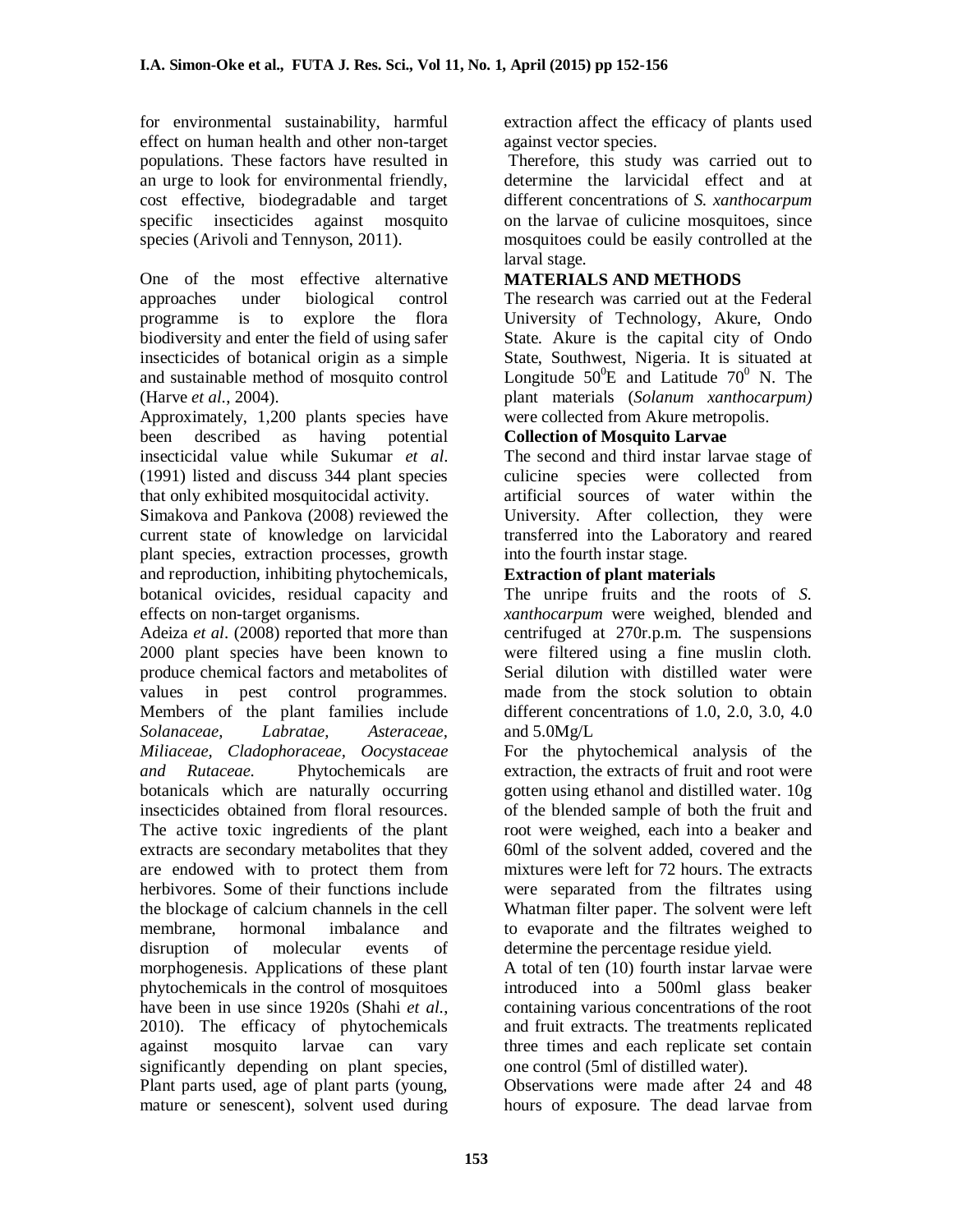for environmental sustainability, harmful effect on human health and other non-target populations. These factors have resulted in an urge to look for environmental friendly, cost effective, biodegradable and target specific insecticides against mosquito species (Arivoli and Tennyson, 2011).

One of the most effective alternative approaches under biological control programme is to explore the flora biodiversity and enter the field of using safer insecticides of botanical origin as a simple and sustainable method of mosquito control (Harve *et al*., 2004).

Approximately, 1,200 plants species have been described as having potential insecticidal value while Sukumar *et al*. (1991) listed and discuss 344 plant species that only exhibited mosquitocidal activity.

Simakova and Pankova (2008) reviewed the current state of knowledge on larvicidal plant species, extraction processes, growth and reproduction, inhibiting phytochemicals, botanical ovicides, residual capacity and effects on non-target organisms.

Adeiza *et al*. (2008) reported that more than 2000 plant species have been known to produce chemical factors and metabolites of values in pest control programmes. Members of the plant families include *Solanaceae, Labratae, Asteraceae, Miliaceae, Cladophoraceae, Oocystaceae and Rutaceae.* Phytochemicals are botanicals which are naturally occurring insecticides obtained from floral resources. The active toxic ingredients of the plant extracts are secondary metabolites that they are endowed with to protect them from herbivores. Some of their functions include the blockage of calcium channels in the cell membrane, hormonal imbalance and disruption of molecular events of morphogenesis. Applications of these plant phytochemicals in the control of mosquitoes have been in use since 1920s (Shahi *et al.*, 2010). The efficacy of phytochemicals against mosquito larvae can vary significantly depending on plant species, Plant parts used, age of plant parts (young, mature or senescent), solvent used during extraction affect the efficacy of plants used against vector species.

Therefore, this study was carried out to determine the larvicidal effect and at different concentrations of *S. xanthocarpum* on the larvae of culicine mosquitoes, since mosquitoes could be easily controlled at the larval stage.

## MATERIALS AND METHODS

The research was carried out at the Federal University of Technology, Akure, Ondo State. Akure is the capital city of Ondo State, Southwest, Nigeria. It is situated at Longitude $50^0$E and Latitude $70^0$ N. The plant materials (*Solanum xanthocarpum)* were collected from Akure metropolis.

### Collection of Mosquito Larvae

The second and third instar larvae stage of culicine species were collected from artificial sources of water within the University. After collection, they were transferred into the Laboratory and reared into the fourth instar stage.

### Extraction of plant materials

The unripe fruits and the roots of *S. xanthocarpum* were weighed, blended and centrifuged at 270r.p.m. The suspensions were filtered using a fine muslin cloth. Serial dilution with distilled water were made from the stock solution to obtain different concentrations of 1.0, 2.0, 3.0, 4.0 and 5.0Mg/L

For the phytochemical analysis of the extraction, the extracts of fruit and root were gotten using ethanol and distilled water. 10g of the blended sample of both the fruit and root were weighed, each into a beaker and 60ml of the solvent added, covered and the mixtures were left for 72 hours. The extracts were separated from the filtrates using Whatman filter paper. The solvent were left to evaporate and the filtrates weighed to determine the percentage residue yield.

A total of ten (10) fourth instar larvae were introduced into a 500ml glass beaker containing various concentrations of the root and fruit extracts. The treatments replicated three times and each replicate set contain one control (5ml of distilled water).

Observations were made after 24 and 48 hours of exposure. The dead larvae from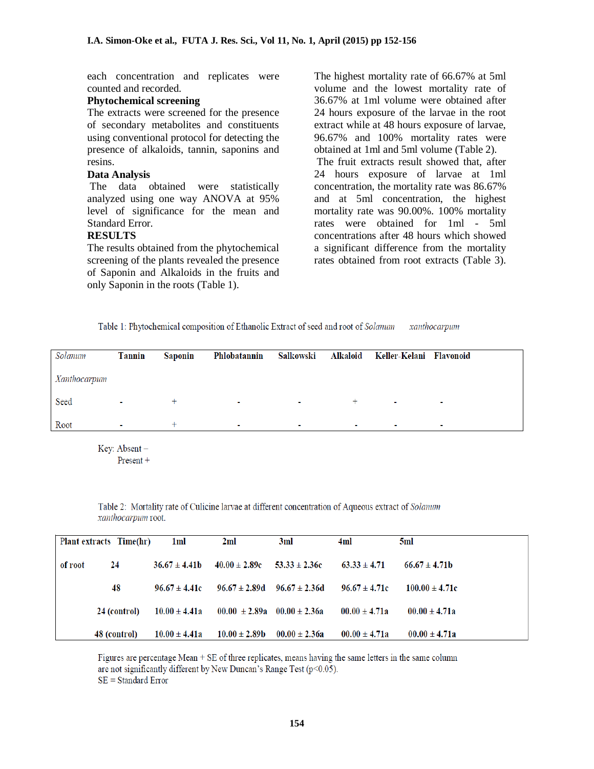each concentration and replicates were counted and recorded.

**Phytochemical screening**

The extracts were screened for the presence of secondary metabolites and constituents using conventional protocol for detecting the presence of alkaloids, tannin, saponins and resins.

**Data Analysis**

The data obtained were statistically analyzed using one way ANOVA at 95% level of significance for the mean and Standard Error.

**RESULTS**

The results obtained from the phytochemical screening of the plants revealed the presence of Saponin and Alkaloids in the fruits and only Saponin in the roots (Table 1).

The highest mortality rate of 66.67% at 5ml volume and the lowest mortality rate of 36.67% at 1ml volume were obtained after 24 hours exposure of the larvae in the root extract while at 48 hours exposure of larvae, 96.67% and 100% mortality rates were obtained at 1ml and 5ml volume (Table 2).

The fruit extracts result showed that, after 24 hours exposure of larvae at 1ml concentration, the mortality rate was 86.67% and at 5ml concentration, the highest mortality rate was 90.00%. 100% mortality rates were obtained for 1ml - 5ml concentrations after 48 hours which showed a significant difference from the mortality rates obtained from root extracts (Table 3).

Table 1: Phytochemical composition of Ethanolic Extract of seed and root of *Solanum xanthocarpum*

| *Solanum Xanthocarpum* | Tannin | Saponin | Phlobatannin | Salkowski | Alkaloid | Keller-Kelani | Flavonoid |
|---|---|---|---|---|---|---|---|
| Seed | - | + | - | - | + | - | - |
| Root | - | + | - | - | - | - | - |

Key: Absent –
Present +

Table 2: Mortality rate of Culicine larvae at different concentration of Aqueous extract of *Solanum xanthocarpum* root.

| Plant extracts | Time(hr) | 1ml | 2ml | 3ml | 4ml | 5ml |
|---|---|---|---|---|---|---|
| of root | 24 | 36.67 ± 4.41b | 40.00 ± 2.89c | 53.33 ± 2.36c | 63.33 ± 4.71 | 66.67 ± 4.71b |
| | 48 | 96.67 ± 4.41c | 96.67 ± 2.89d | 96.67 ± 2.36d | 96.67 ± 4.71c | 100.00 ± 4.71c |
| | 24 (control) | 10.00 ± 4.41a | 00.00 ± 2.89a | 00.00 ± 2.36a | 00.00 ± 4.71a | 00.00 ± 4.71a |
| | 48 (control) | 10.00 ± 4.41a | 10.00 ± 2.89b | 00.00 ± 2.36a | 00.00 ± 4.71a | 00.00 ± 4.71a |

Figures are percentage Mean + SE of three replicates, means having the same letters in the same column are not significantly different by New Duncan's Range Test ($p<0.05$).
SE = Standard Error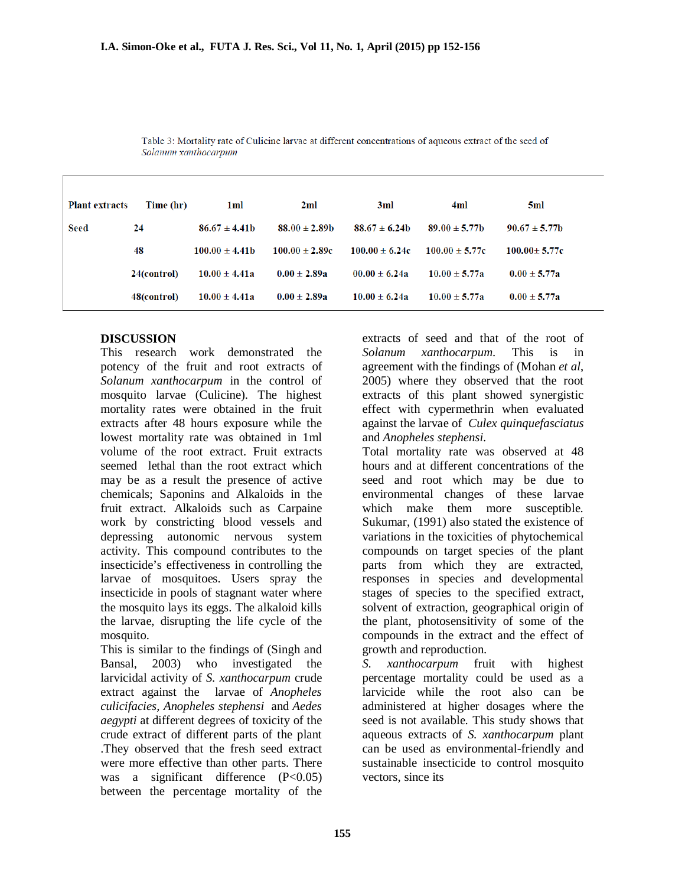Table 3: Mortality rate of Culicine larvae at different concentrations of aqueous extract of the seed of *Solanum xanthocarpum*

| Plant extracts | Time (hr) | 1ml | 2ml | 3ml | 4ml | 5ml |
|---|---|---|---|---|---|---|
| Seed | 24 | 86.67 ± 4.41b | 88.00 ± 2.89b | 88.67 ± 6.24b | 89.00 ± 5.77b | 90.67 ± 5.77b |
| | 48 | 100.00 ± 4.41b | 100.00 ± 2.89c | 100.00 ± 6.24c | 100.00 ± 5.77c | 100.00± 5.77c |
| | 24(control) | 10.00 ± 4.41a | 0.00 ± 2.89a | 00.00 ± 6.24a | 10.00 ± 5.77a | 0.00 ± 5.77a |
| | 48(control) | 10.00 ± 4.41a | 0.00 ± 2.89a | 10.00 ± 6.24a | 10.00 ± 5.77a | 0.00 ± 5.77a |

## DISCUSSION

This research work demonstrated the potency of the fruit and root extracts of *Solanum xanthocarpum* in the control of mosquito larvae (Culicine). The highest mortality rates were obtained in the fruit extracts after 48 hours exposure while the lowest mortality rate was obtained in 1ml volume of the root extract. Fruit extracts seemed lethal than the root extract which may be as a result the presence of active chemicals; Saponins and Alkaloids in the fruit extract. Alkaloids such as Carpaine work by constricting blood vessels and depressing autonomic nervous system activity. This compound contributes to the insecticide's effectiveness in controlling the larvae of mosquitoes. Users spray the insecticide in pools of stagnant water where the mosquito lays its eggs. The alkaloid kills the larvae, disrupting the life cycle of the mosquito.

This is similar to the findings of (Singh and Bansal, 2003) who investigated the larvicidal activity of *S. xanthocarpum* crude extract against the larvae of *Anopheles culicifacies, Anopheles stephensi* and *Aedes aegypti* at different degrees of toxicity of the crude extract of different parts of the plant .They observed that the fresh seed extract were more effective than other parts. There was a significant difference (P<0.05) between the percentage mortality of the extracts of seed and that of the root of *Solanum xanthocarpum.* This is in agreement with the findings of (Mohan *et al*, 2005) where they observed that the root extracts of this plant showed synergistic effect with cypermethrin when evaluated against the larvae of *Culex quinquefasciatus* and *Anopheles stephensi.*

Total mortality rate was observed at 48 hours and at different concentrations of the seed and root which may be due to environmental changes of these larvae which make them more susceptible. Sukumar, (1991) also stated the existence of variations in the toxicities of phytochemical compounds on target species of the plant parts from which they are extracted, responses in species and developmental stages of species to the specified extract, solvent of extraction, geographical origin of the plant, photosensitivity of some of the compounds in the extract and the effect of growth and reproduction.

*S. xanthocarpum* fruit with highest percentage mortality could be used as a larvicide while the root also can be administered at higher dosages where the seed is not available. This study shows that aqueous extracts of *S. xanthocarpum* plant can be used as environmental-friendly and sustainable insecticide to control mosquito vectors, since its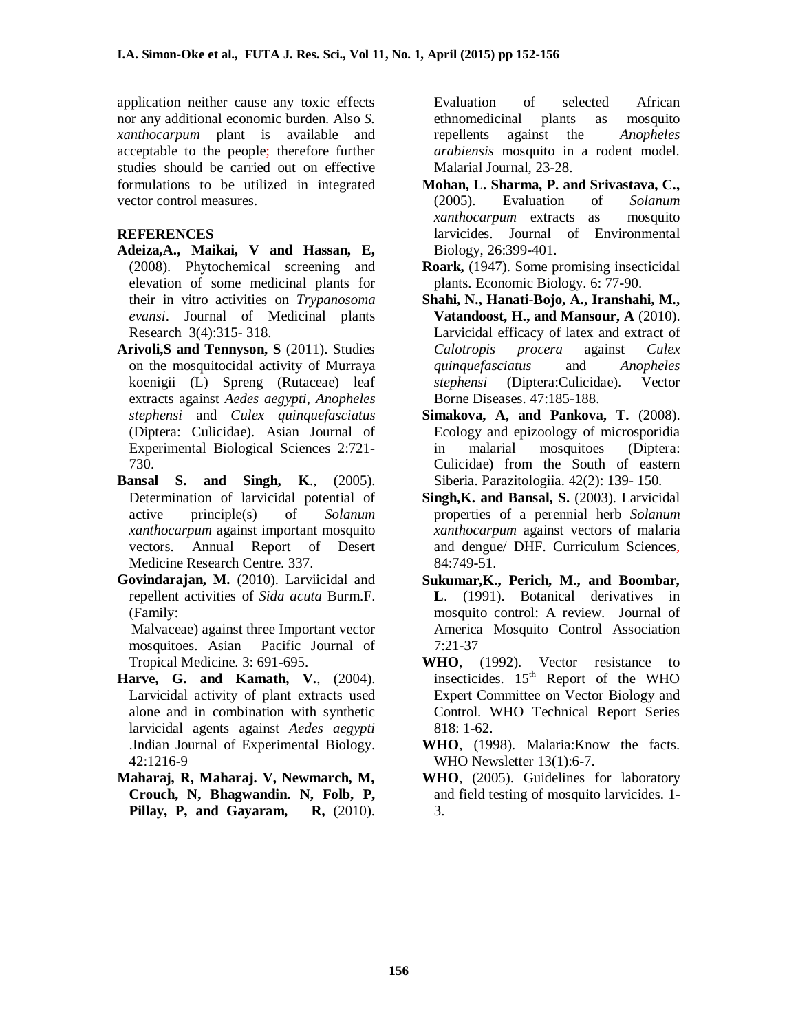application neither cause any toxic effects nor any additional economic burden. Also *S. xanthocarpum* plant is available and acceptable to the people; therefore further studies should be carried out on effective formulations to be utilized in integrated vector control measures.

## REFERENCES

**Adeiza,A., Maikai, V and Hassan, E,** (2008). Phytochemical screening and elevation of some medicinal plants for their in vitro activities on *Trypanosoma evansi*. Journal of Medicinal plants Research 3(4):315- 318.

**Arivoli,S and Tennyson, S** (2011). Studies on the mosquitocidal activity of Murraya koenigii (L) Spreng (Rutaceae) leaf extracts against *Aedes aegypti*, *Anopheles stephensi* and *Culex quinquefasciatus* (Diptera: Culicidae). Asian Journal of Experimental Biological Sciences 2:721-730.

**Bansal S. and Singh, K**., (2005). Determination of larvicidal potential of active principle(s) of *Solanum xanthocarpum* against important mosquito vectors. Annual Report of Desert Medicine Research Centre. 337.

**Govindarajan, M.** (2010). Larviicidal and repellent activities of *Sida acuta* Burm.F. (Family: Malvaceae) against three Important vector mosquitoes. Asian Pacific Journal of Tropical Medicine. 3: 691-695.

**Harve, G. and Kamath, V.**, (2004). Larvicidal activity of plant extracts used alone and in combination with synthetic larvicidal agents against *Aedes aegypti* .Indian Journal of Experimental Biology. 42:1216-9

**Maharaj, R, Maharaj. V, Newmarch, M, Crouch, N, Bhagwandin. N, Folb, P, Pillay, P, and Gayaram, R,** (2010). Evaluation of selected African ethnomedicinal plants as mosquito repellents against the *Anopheles arabiensis* mosquito in a rodent model. Malarial Journal, 23-28.

**Mohan, L. Sharma, P. and Srivastava, C.,** (2005). Evaluation of *Solanum xanthocarpum* extracts as mosquito larvicides. Journal of Environmental Biology, 26:399-401.

**Roark,** (1947). Some promising insecticidal plants. Economic Biology. 6: 77-90.

**Shahi, N., Hanati-Bojo, A., Iranshahi, M., Vatandoost, H., and Mansour, A** (2010). Larvicidal efficacy of latex and extract of *Calotropis procera* against *Culex quinquefasciatus* and *Anopheles stephensi* (Diptera:Culicidae). Vector Borne Diseases. 47:185-188.

**Simakova, A, and Pankova, T.** (2008). Ecology and epizoology of microsporidia in malarial mosquitoes (Diptera: Culicidae) from the South of eastern Siberia. Parazitologiia. 42(2): 139- 150.

**Singh,K. and Bansal, S.** (2003). Larvicidal properties of a perennial herb *Solanum xanthocarpum* against vectors of malaria and dengue/ DHF. Curriculum Sciences, 84:749-51.

**Sukumar,K., Perich, M., and Boombar, L**. (1991). Botanical derivatives in mosquito control: A review. Journal of America Mosquito Control Association 7:21-37

**WHO**, (1992). Vector resistance to insecticides. 15th Report of the WHO Expert Committee on Vector Biology and Control. WHO Technical Report Series 818: 1-62.

**WHO**, (1998). Malaria:Know the facts. WHO Newsletter 13(1):6-7.

**WHO**, (2005). Guidelines for laboratory and field testing of mosquito larvicides. 1-3.